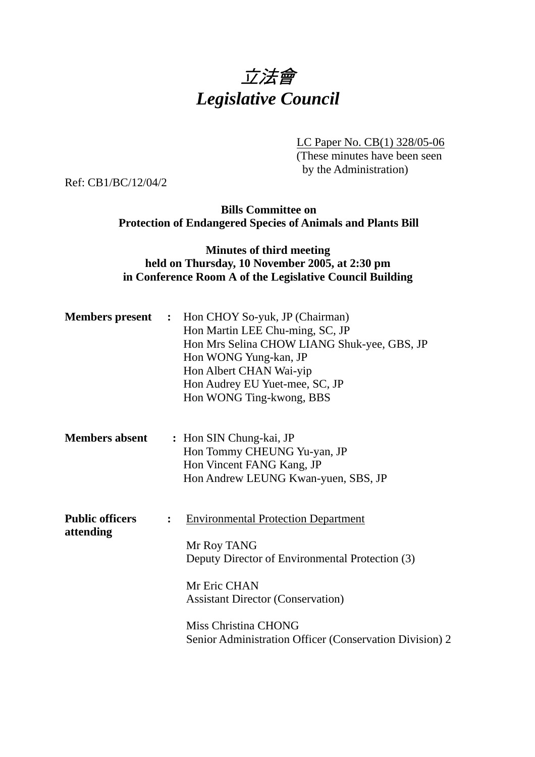# *立法會*
# *Legislative Council*

LC Paper No. CB(1) 328/05-06
(These minutes have been seen by the Administration)

Ref: CB1/BC/12/04/2

**Bills Committee on**
**Protection of Endangered Species of Animals and Plants Bill**

**Minutes of third meeting**
**held on Thursday, 10 November 2005, at 2:30 pm**
**in Conference Room A of the Legislative Council Building**

**Members present** :
Hon CHOY So-yuk, JP (Chairman)
Hon Martin LEE Chu-ming, SC, JP
Hon Mrs Selina CHOW LIANG Shuk-yee, GBS, JP
Hon WONG Yung-kan, JP
Hon Albert CHAN Wai-yip
Hon Audrey EU Yuet-mee, SC, JP
Hon WONG Ting-kwong, BBS

**Members absent** :
Hon SIN Chung-kai, JP
Hon Tommy CHEUNG Yu-yan, JP
Hon Vincent FANG Kang, JP
Hon Andrew LEUNG Kwan-yuen, SBS, JP

**Public officers attending** :
Environmental Protection Department

Mr Roy TANG
Deputy Director of Environmental Protection (3)

Mr Eric CHAN
Assistant Director (Conservation)

Miss Christina CHONG
Senior Administration Officer (Conservation Division) 2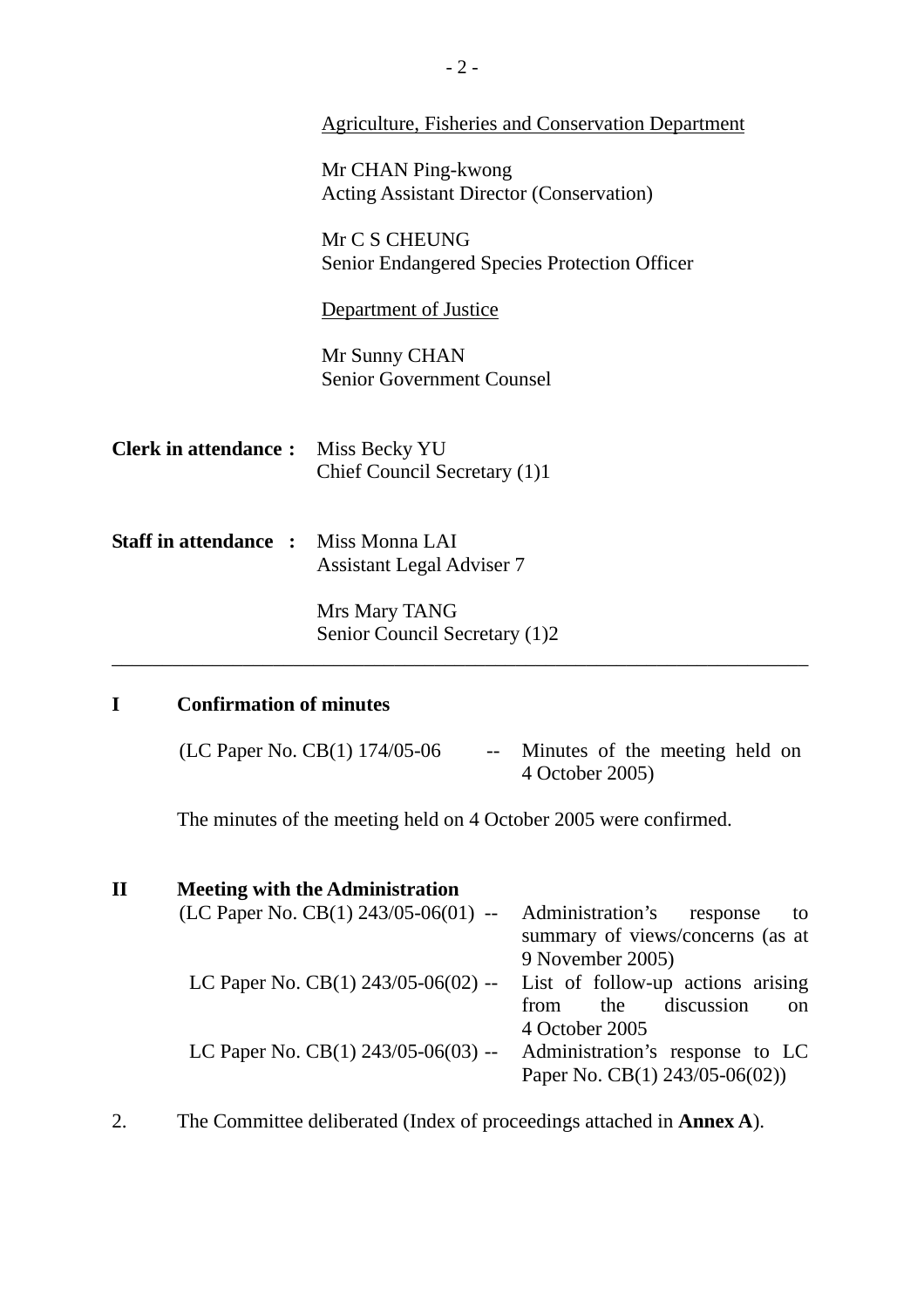Agriculture, Fisheries and Conservation Department

Mr CHAN Ping-kwong
Acting Assistant Director (Conservation)

Mr C S CHEUNG
Senior Endangered Species Protection Officer

Department of Justice

Mr Sunny CHAN
Senior Government Counsel

**Clerk in attendance :** Miss Becky YU
Chief Council Secretary (1)1

**Staff in attendance :** Miss Monna LAI
Assistant Legal Adviser 7

Mrs Mary TANG
Senior Council Secretary (1)2

---

## I Confirmation of minutes

(LC Paper No. CB(1) 174/05-06 -- Minutes of the meeting held on 4 October 2005)

The minutes of the meeting held on 4 October 2005 were confirmed.

## II Meeting with the Administration

(LC Paper No. CB(1) 243/05-06(01) -- Administration's response to summary of views/concerns (as at 9 November 2005)

LC Paper No. CB(1) 243/05-06(02) -- List of follow-up actions arising from the discussion on 4 October 2005

LC Paper No. CB(1) 243/05-06(03) -- Administration's response to LC Paper No. CB(1) 243/05-06(02))

2. The Committee deliberated (Index of proceedings attached in **Annex A**).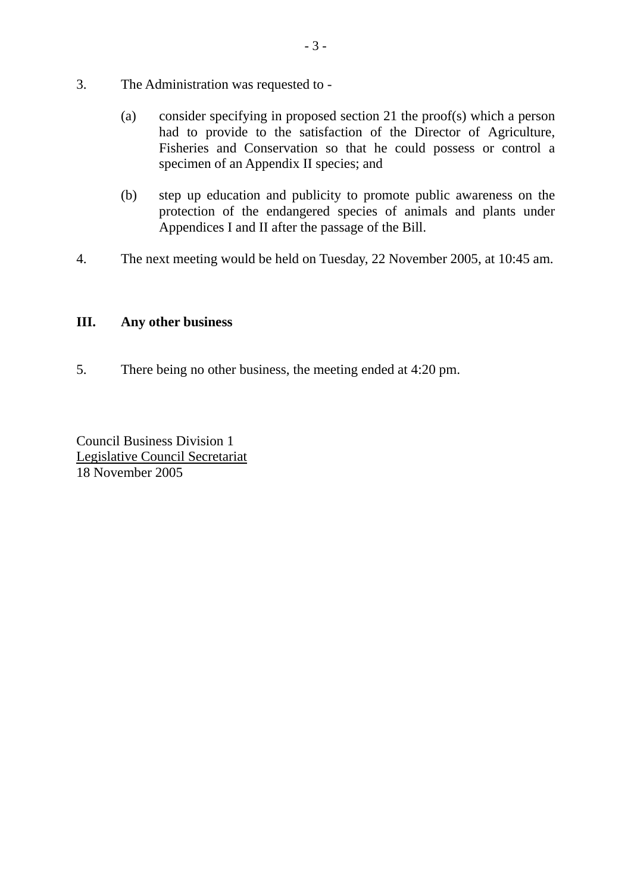3. The Administration was requested to -

   (a) consider specifying in proposed section 21 the proof(s) which a person had to provide to the satisfaction of the Director of Agriculture, Fisheries and Conservation so that he could possess or control a specimen of an Appendix II species; and

   (b) step up education and publicity to promote public awareness on the protection of the endangered species of animals and plants under Appendices I and II after the passage of the Bill.

4. The next meeting would be held on Tuesday, 22 November 2005, at 10:45 am.

## III. Any other business

5. There being no other business, the meeting ended at 4:20 pm.

Council Business Division 1
Legislative Council Secretariat
18 November 2005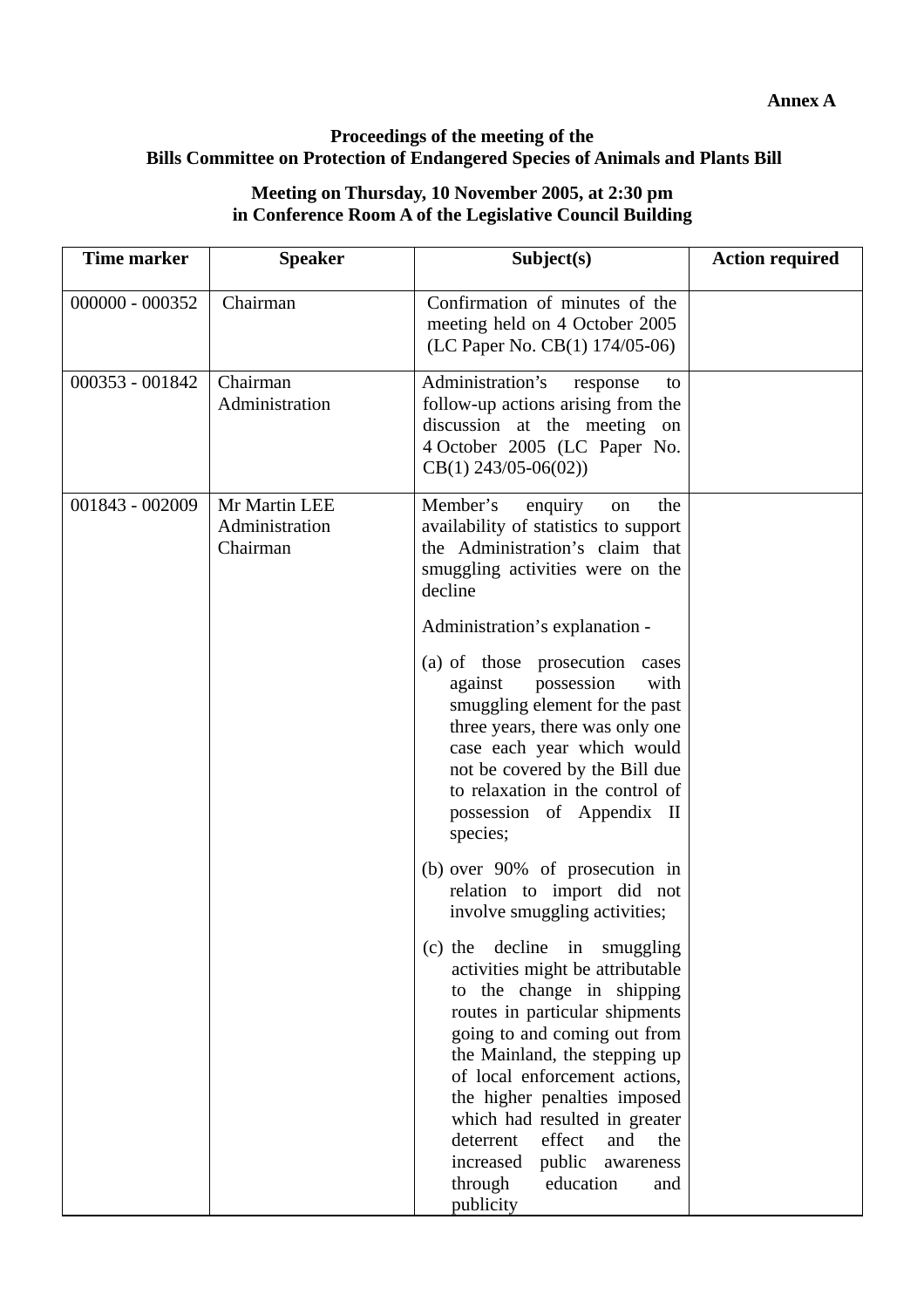**Annex A**

**Proceedings of the meeting of the**
**Bills Committee on Protection of Endangered Species of Animals and Plants Bill**

**Meeting on Thursday, 10 November 2005, at 2:30 pm**
**in Conference Room A of the Legislative Council Building**

| Time marker | Speaker | Subject(s) | Action required |
|---|---|---|---|
| 000000 - 000352 | Chairman | Confirmation of minutes of the meeting held on 4 October 2005 (LC Paper No. CB(1) 174/05-06) | |
| 000353 - 001842 | Chairman<br>Administration | Administration's response to follow-up actions arising from the discussion at the meeting on 4 October 2005 (LC Paper No. CB(1) 243/05-06(02)) | |
| 001843 - 002009 | Mr Martin LEE<br>Administration<br>Chairman | Member's enquiry on the availability of statistics to support the Administration's claim that smuggling activities were on the decline<br><br>Administration's explanation -<br><br>(a) of those prosecution cases against possession with smuggling element for the past three years, there was only one case each year which would not be covered by the Bill due to relaxation in the control of possession of Appendix II species;<br><br>(b) over 90% of prosecution in relation to import did not involve smuggling activities;<br><br>(c) the decline in smuggling activities might be attributable to the change in shipping routes in particular shipments going to and coming out from the Mainland, the stepping up of local enforcement actions, the higher penalties imposed which had resulted in greater deterrent effect and the increased public awareness through education and publicity | |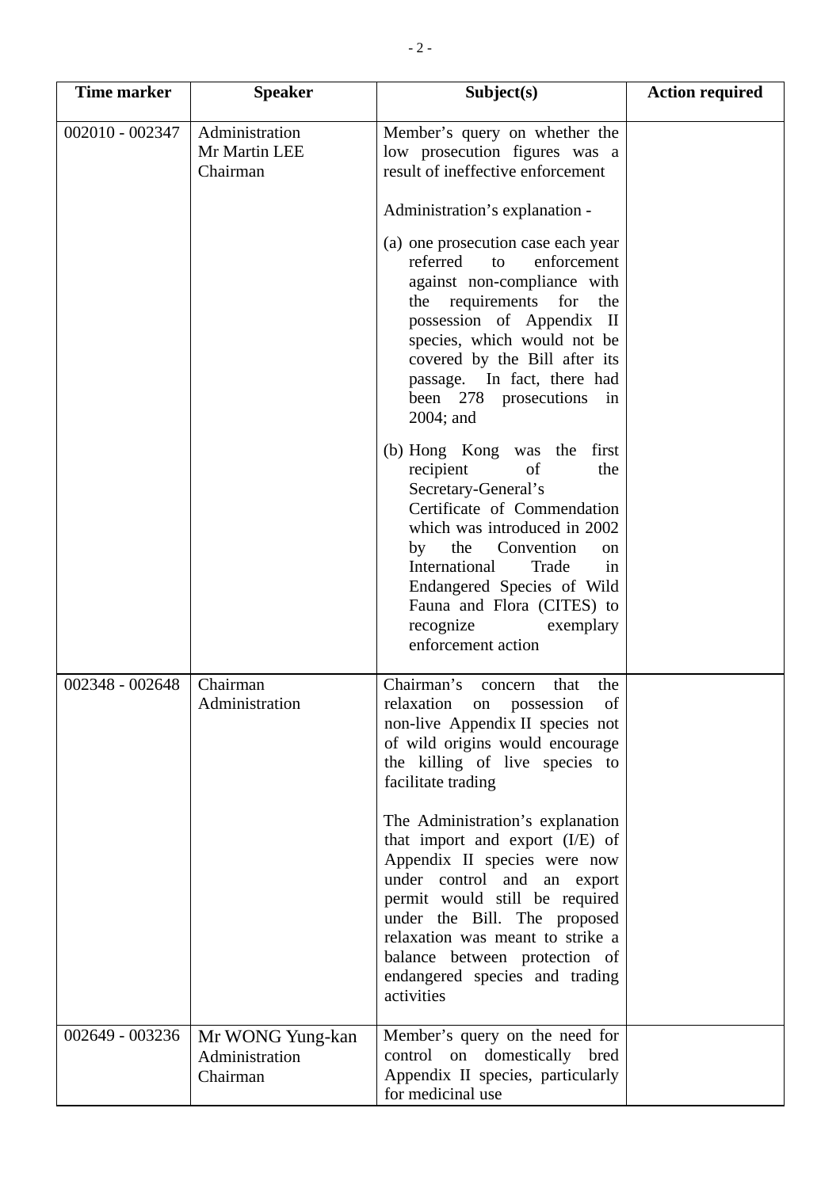| Time marker | Speaker | Subject(s) | Action required |
|---|---|---|---|
| 002010 - 002347 | Administration<br>Mr Martin LEE<br>Chairman | Member's query on whether the low prosecution figures was a result of ineffective enforcement<br><br>Administration's explanation -<br><br>(a) one prosecution case each year referred to enforcement against non-compliance with the requirements for the possession of Appendix II species, which would not be covered by the Bill after its passage. In fact, there had been 278 prosecutions in 2004; and<br><br>(b) Hong Kong was the first recipient of the Secretary-General's Certificate of Commendation which was introduced in 2002 by the Convention on International Trade in Endangered Species of Wild Fauna and Flora (CITES) to recognize exemplary enforcement action | |
| 002348 - 002648 | Chairman<br>Administration | Chairman's concern that the relaxation on possession of non-live Appendix II species not of wild origins would encourage the killing of live species to facilitate trading<br><br>The Administration's explanation that import and export (I/E) of Appendix II species were now under control and an export permit would still be required under the Bill. The proposed relaxation was meant to strike a balance between protection of endangered species and trading activities | |
| 002649 - 003236 | Mr WONG Yung-kan<br>Administration<br>Chairman | Member's query on the need for control on domestically bred Appendix II species, particularly for medicinal use | |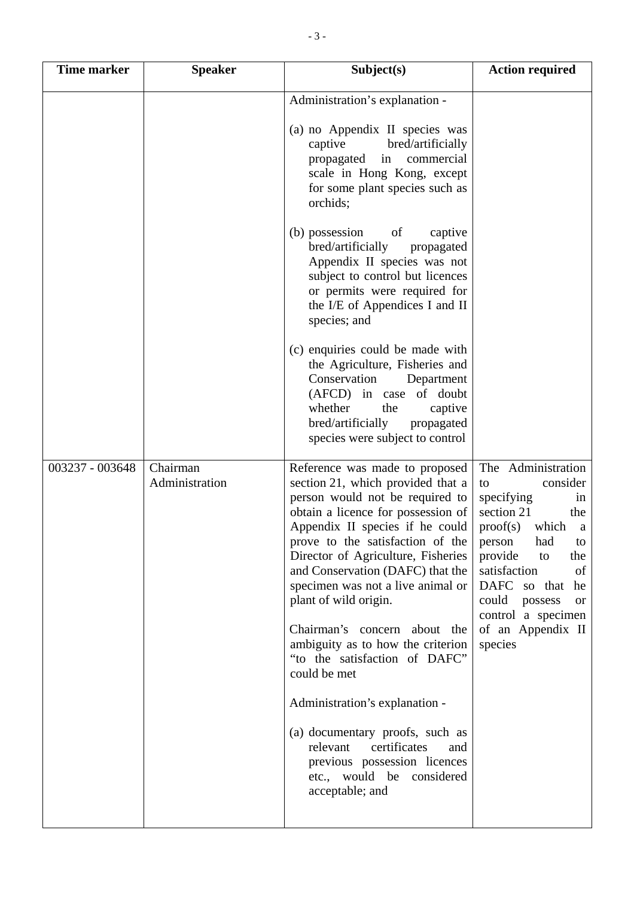| Time marker | Speaker | Subject(s) | Action required |
|---|---|---|---|
| | | Administration's explanation -<br><br>(a) no Appendix II species was captive bred/artificially propagated in commercial scale in Hong Kong, except for some plant species such as orchids;<br><br>(b) possession of captive bred/artificially propagated Appendix II species was not subject to control but licences or permits were required for the I/E of Appendices I and II species; and<br><br>(c) enquiries could be made with the Agriculture, Fisheries and Conservation Department (AFCD) in case of doubt whether the captive bred/artificially propagated species were subject to control | |
| 003237 - 003648 | Chairman<br>Administration | Reference was made to proposed section 21, which provided that a person would not be required to obtain a licence for possession of Appendix II species if he could prove to the satisfaction of the Director of Agriculture, Fisheries and Conservation (DAFC) that the specimen was not a live animal or plant of wild origin.<br><br>Chairman's concern about the ambiguity as to how the criterion "to the satisfaction of DAFC" could be met<br><br>Administration's explanation -<br><br>(a) documentary proofs, such as relevant certificates and previous possession licences etc., would be considered acceptable; and | The Administration to consider specifying in section 21 the proof(s) which a person had to provide to the satisfaction of DAFC so that he could possess or control a specimen of an Appendix II species |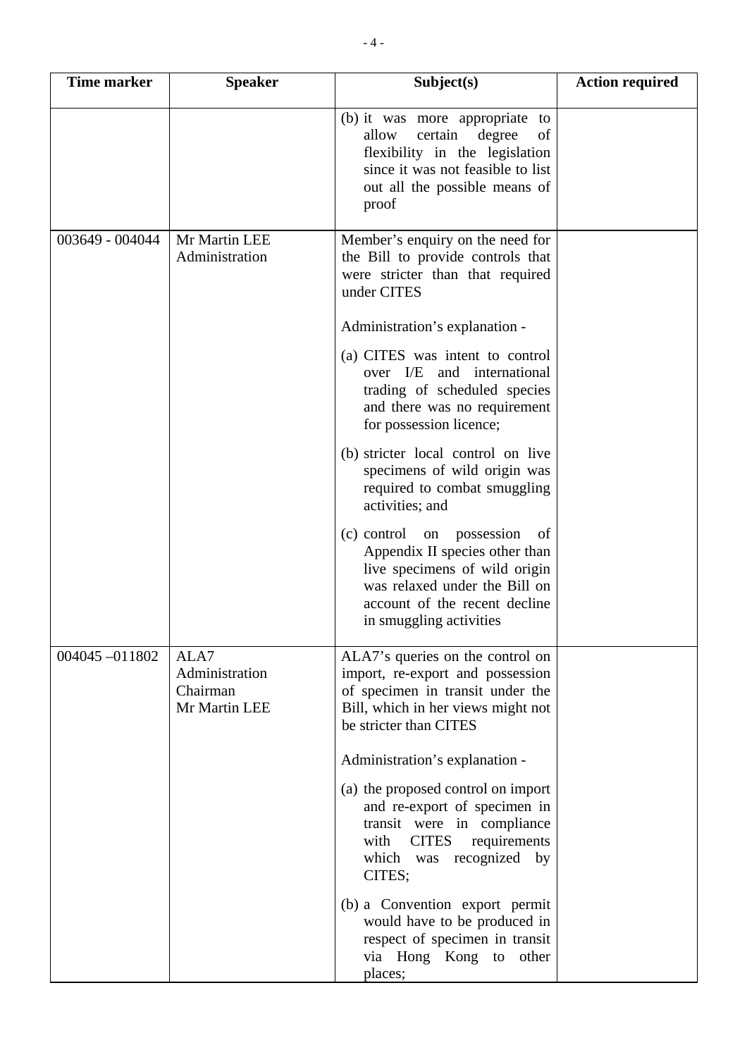| Time marker | Speaker | Subject(s) | Action required |
|---|---|---|---|
| | | (b) it was more appropriate to allow certain degree of flexibility in the legislation since it was not feasible to list out all the possible means of proof | |
| 003649 - 004044 | Mr Martin LEE<br>Administration | Member's enquiry on the need for the Bill to provide controls that were stricter than that required under CITES<br><br>Administration's explanation -<br><br>(a) CITES was intent to control over I/E and international trading of scheduled species and there was no requirement for possession licence;<br><br>(b) stricter local control on live specimens of wild origin was required to combat smuggling activities; and<br><br>(c) control on possession of Appendix II species other than live specimens of wild origin was relaxed under the Bill on account of the recent decline in smuggling activities | |
| 004045 –011802 | ALA7<br>Administration<br>Chairman<br>Mr Martin LEE | ALA7's queries on the control on import, re-export and possession of specimen in transit under the Bill, which in her views might not be stricter than CITES<br><br>Administration's explanation -<br><br>(a) the proposed control on import and re-export of specimen in transit were in compliance with CITES requirements which was recognized by CITES;<br><br>(b) a Convention export permit would have to be produced in respect of specimen in transit via Hong Kong to other places; | |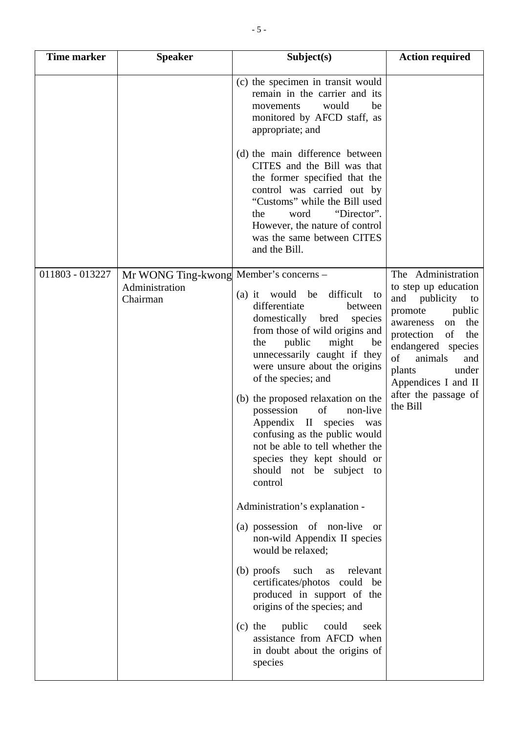| Time marker | Speaker | Subject(s) | Action required |
|---|---|---|---|
| | | (c) the specimen in transit would remain in the carrier and its movements would be monitored by AFCD staff, as appropriate; and<br><br>(d) the main difference between CITES and the Bill was that the former specified that the control was carried out by "Customs" while the Bill used the word "Director". However, the nature of control was the same between CITES and the Bill. | |
| 011803 - 013227 | Mr WONG Ting-kwong<br>Administration<br>Chairman | Member's concerns –<br><br>(a) it would be difficult to differentiate between domestically bred species from those of wild origins and the public might be unnecessarily caught if they were unsure about the origins of the species; and<br><br>(b) the proposed relaxation on the possession of non-live Appendix II species was confusing as the public would not be able to tell whether the species they kept should or should not be subject to control<br><br>Administration's explanation -<br><br>(a) possession of non-live or non-wild Appendix II species would be relaxed;<br><br>(b) proofs such as relevant certificates/photos could be produced in support of the origins of the species; and<br><br>(c) the public could seek assistance from AFCD when in doubt about the origins of species | The Administration to step up education and publicity to promote public awareness on the protection of the endangered species of animals and plants under Appendices I and II after the passage of the Bill |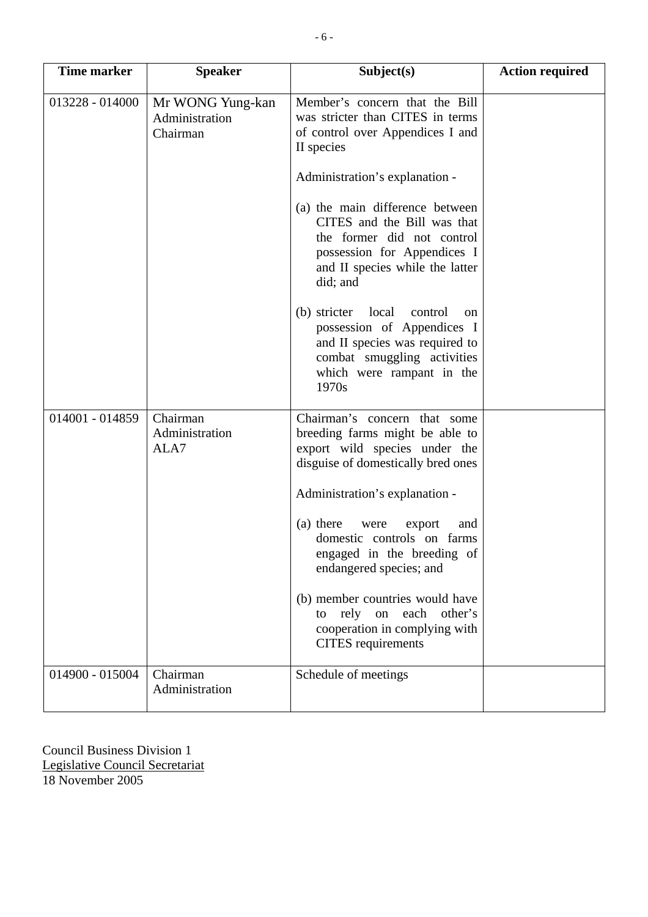| Time marker | Speaker | Subject(s) | Action required |
|---|---|---|---|
| 013228 - 014000 | Mr WONG Yung-kan<br>Administration<br>Chairman | Member's concern that the Bill was stricter than CITES in terms of control over Appendices I and II species<br><br>Administration's explanation -<br><br>(a) the main difference between CITES and the Bill was that the former did not control possession for Appendices I and II species while the latter did; and<br><br>(b) stricter local control on possession of Appendices I and II species was required to combat smuggling activities which were rampant in the 1970s | |
| 014001 - 014859 | Chairman<br>Administration<br>ALA7 | Chairman's concern that some breeding farms might be able to export wild species under the disguise of domestically bred ones<br><br>Administration's explanation -<br><br>(a) there were export and domestic controls on farms engaged in the breeding of endangered species; and<br><br>(b) member countries would have to rely on each other's cooperation in complying with CITES requirements | |
| 014900 - 015004 | Chairman<br>Administration | Schedule of meetings | |

Council Business Division 1
Legislative Council Secretariat
18 November 2005